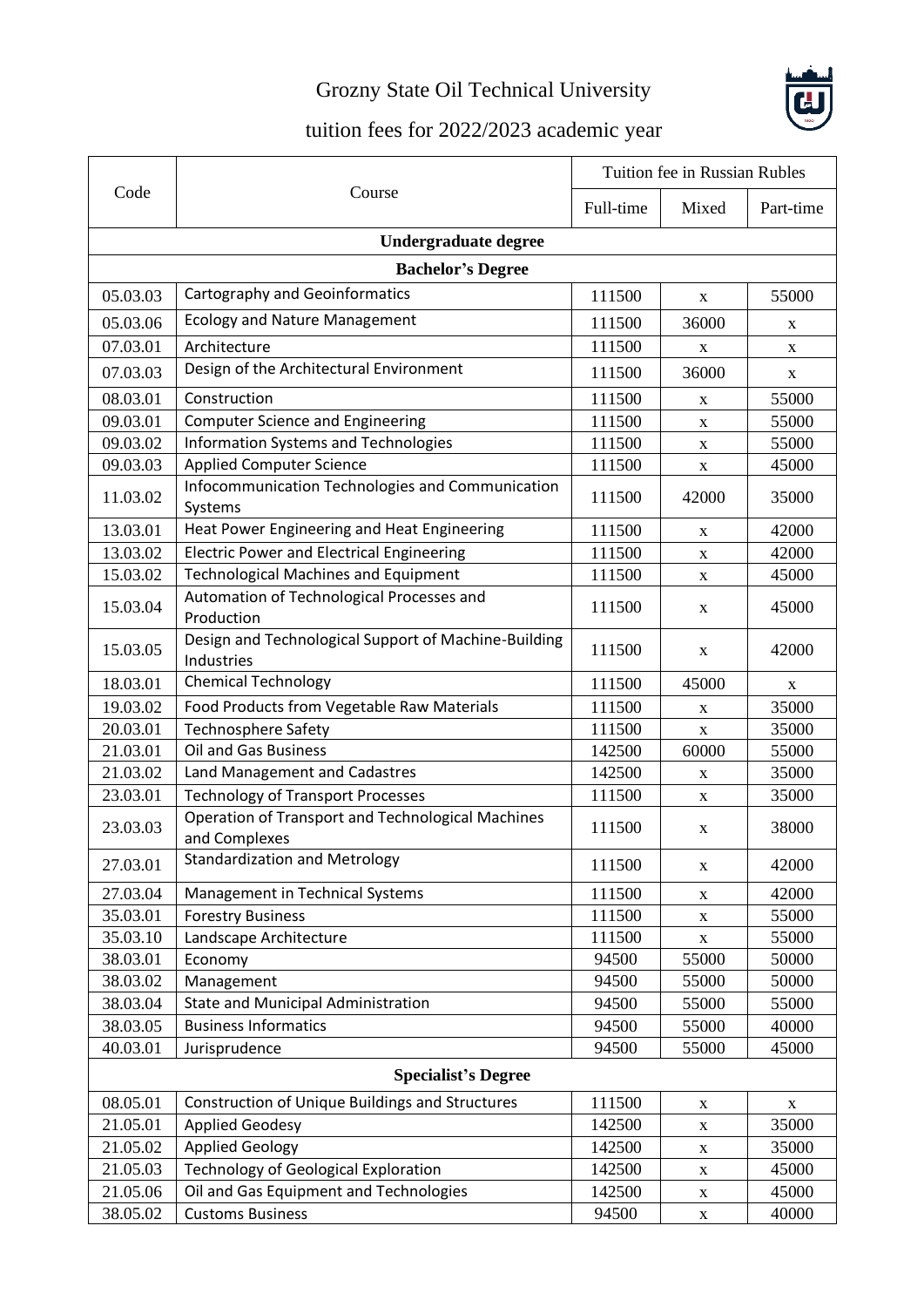# Grozny State Oil Technical University

## tuition fees for 2022/2023 academic year

| Code | Course | Tuition fee in Russian Rubles | | |
|---|---|---|---|---|
| | | Full-time | Mixed | Part-time |
| **Undergraduate degree** | | | | |
| **Bachelor's Degree** | | | | |
| 05.03.03 | Cartography and Geoinformatics | 111500 | x | 55000 |
| 05.03.06 | Ecology and Nature Management | 111500 | 36000 | x |
| 07.03.01 | Architecture | 111500 | x | x |
| 07.03.03 | Design of the Architectural Environment | 111500 | 36000 | x |
| 08.03.01 | Construction | 111500 | x | 55000 |
| 09.03.01 | Computer Science and Engineering | 111500 | x | 55000 |
| 09.03.02 | Information Systems and Technologies | 111500 | x | 55000 |
| 09.03.03 | Applied Computer Science | 111500 | x | 45000 |
| 11.03.02 | Infocommunication Technologies and Communication Systems | 111500 | 42000 | 35000 |
| 13.03.01 | Heat Power Engineering and Heat Engineering | 111500 | x | 42000 |
| 13.03.02 | Electric Power and Electrical Engineering | 111500 | x | 42000 |
| 15.03.02 | Technological Machines and Equipment | 111500 | x | 45000 |
| 15.03.04 | Automation of Technological Processes and Production | 111500 | x | 45000 |
| 15.03.05 | Design and Technological Support of Machine-Building Industries | 111500 | x | 42000 |
| 18.03.01 | Chemical Technology | 111500 | 45000 | x |
| 19.03.02 | Food Products from Vegetable Raw Materials | 111500 | x | 35000 |
| 20.03.01 | Technosphere Safety | 111500 | x | 35000 |
| 21.03.01 | Oil and Gas Business | 142500 | 60000 | 55000 |
| 21.03.02 | Land Management and Cadastres | 142500 | x | 35000 |
| 23.03.01 | Technology of Transport Processes | 111500 | x | 35000 |
| 23.03.03 | Operation of Transport and Technological Machines and Complexes | 111500 | x | 38000 |
| 27.03.01 | Standardization and Metrology | 111500 | x | 42000 |
| 27.03.04 | Management in Technical Systems | 111500 | x | 42000 |
| 35.03.01 | Forestry Business | 111500 | x | 55000 |
| 35.03.10 | Landscape Architecture | 111500 | x | 55000 |
| 38.03.01 | Economy | 94500 | 55000 | 50000 |
| 38.03.02 | Management | 94500 | 55000 | 50000 |
| 38.03.04 | State and Municipal Administration | 94500 | 55000 | 55000 |
| 38.03.05 | Business Informatics | 94500 | 55000 | 40000 |
| 40.03.01 | Jurisprudence | 94500 | 55000 | 45000 |
| **Specialist's Degree** | | | | |
| 08.05.01 | Construction of Unique Buildings and Structures | 111500 | x | x |
| 21.05.01 | Applied Geodesy | 142500 | x | 35000 |
| 21.05.02 | Applied Geology | 142500 | x | 35000 |
| 21.05.03 | Technology of Geological Exploration | 142500 | x | 45000 |
| 21.05.06 | Oil and Gas Equipment and Technologies | 142500 | x | 45000 |
| 38.05.02 | Customs Business | 94500 | x | 40000 |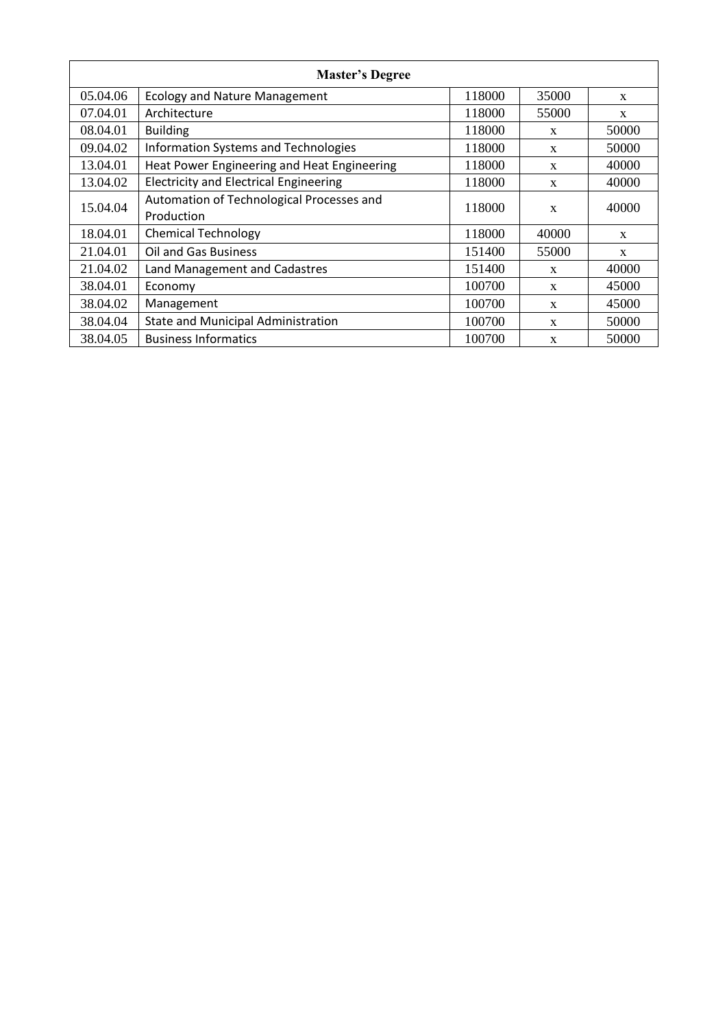| Master's Degree | | | | |
|---|---|---|---|---|
| 05.04.06 | Ecology and Nature Management | 118000 | 35000 | x |
| 07.04.01 | Architecture | 118000 | 55000 | x |
| 08.04.01 | Building | 118000 | x | 50000 |
| 09.04.02 | Information Systems and Technologies | 118000 | x | 50000 |
| 13.04.01 | Heat Power Engineering and Heat Engineering | 118000 | x | 40000 |
| 13.04.02 | Electricity and Electrical Engineering | 118000 | x | 40000 |
| 15.04.04 | Automation of Technological Processes and Production | 118000 | x | 40000 |
| 18.04.01 | Chemical Technology | 118000 | 40000 | x |
| 21.04.01 | Oil and Gas Business | 151400 | 55000 | x |
| 21.04.02 | Land Management and Cadastres | 151400 | x | 40000 |
| 38.04.01 | Economy | 100700 | x | 45000 |
| 38.04.02 | Management | 100700 | x | 45000 |
| 38.04.04 | State and Municipal Administration | 100700 | x | 50000 |
| 38.04.05 | Business Informatics | 100700 | x | 50000 |